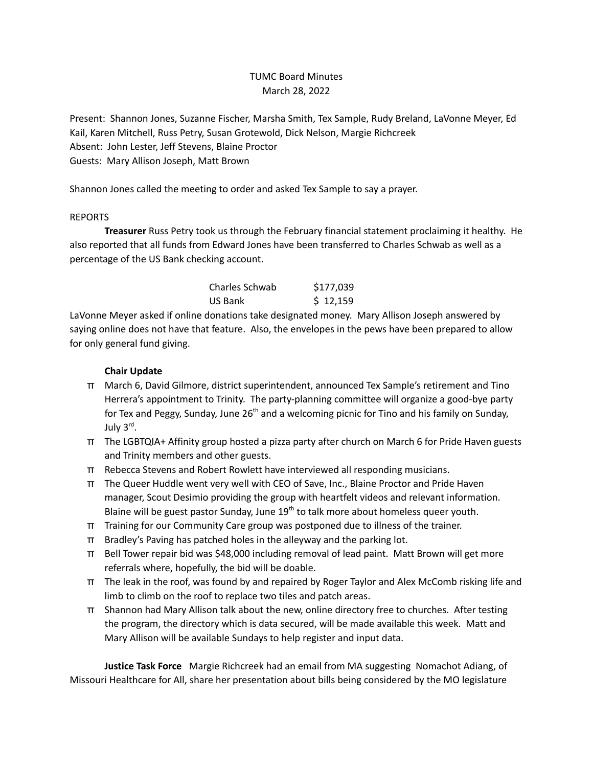TUMC Board Minutes
March 28, 2022

Present: Shannon Jones, Suzanne Fischer, Marsha Smith, Tex Sample, Rudy Breland, LaVonne Meyer, Ed Kail, Karen Mitchell, Russ Petry, Susan Grotewold, Dick Nelson, Margie Richcreek
Absent: John Lester, Jeff Stevens, Blaine Proctor
Guests: Mary Allison Joseph, Matt Brown

Shannon Jones called the meeting to order and asked Tex Sample to say a prayer.

REPORTS

**Treasurer** Russ Petry took us through the February financial statement proclaiming it healthy. He also reported that all funds from Edward Jones have been transferred to Charles Schwab as well as a percentage of the US Bank checking account.

| | |
|---|---|
| Charles Schwab | $177,039 |
| US Bank | $ 12,159 |

LaVonne Meyer asked if online donations take designated money. Mary Allison Joseph answered by saying online does not have that feature. Also, the envelopes in the pews have been prepared to allow for only general fund giving.

**Chair Update**

- March 6, David Gilmore, district superintendent, announced Tex Sample's retirement and Tino Herrera's appointment to Trinity. The party-planning committee will organize a good-bye party for Tex and Peggy, Sunday, June 26th and a welcoming picnic for Tino and his family on Sunday, July 3rd.
- The LGBTQIA+ Affinity group hosted a pizza party after church on March 6 for Pride Haven guests and Trinity members and other guests.
- Rebecca Stevens and Robert Rowlett have interviewed all responding musicians.
- The Queer Huddle went very well with CEO of Save, Inc., Blaine Proctor and Pride Haven manager, Scout Desimio providing the group with heartfelt videos and relevant information. Blaine will be guest pastor Sunday, June 19th to talk more about homeless queer youth.
- Training for our Community Care group was postponed due to illness of the trainer.
- Bradley's Paving has patched holes in the alleyway and the parking lot.
- Bell Tower repair bid was $48,000 including removal of lead paint. Matt Brown will get more referrals where, hopefully, the bid will be doable.
- The leak in the roof, was found by and repaired by Roger Taylor and Alex McComb risking life and limb to climb on the roof to replace two tiles and patch areas.
- Shannon had Mary Allison talk about the new, online directory free to churches. After testing the program, the directory which is data secured, will be made available this week. Matt and Mary Allison will be available Sundays to help register and input data.

**Justice Task Force** Margie Richcreek had an email from MA suggesting Nomachot Adiang, of Missouri Healthcare for All, share her presentation about bills being considered by the MO legislature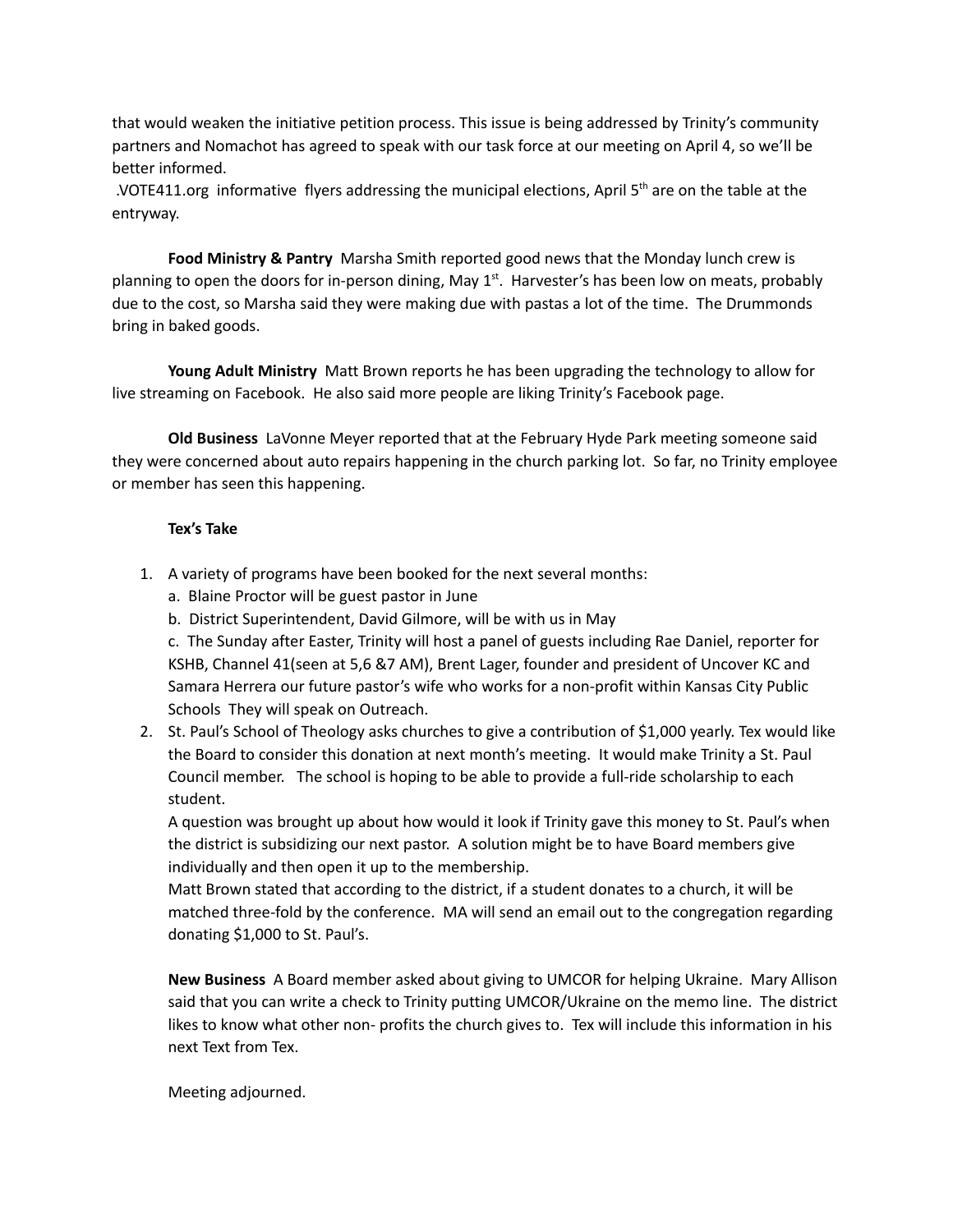that would weaken the initiative petition process. This issue is being addressed by Trinity's community partners and Nomachot has agreed to speak with our task force at our meeting on April 4, so we'll be better informed.

.VOTE411.org informative flyers addressing the municipal elections, April 5th are on the table at the entryway.

**Food Ministry & Pantry** Marsha Smith reported good news that the Monday lunch crew is planning to open the doors for in-person dining, May 1st. Harvester's has been low on meats, probably due to the cost, so Marsha said they were making due with pastas a lot of the time. The Drummonds bring in baked goods.

**Young Adult Ministry** Matt Brown reports he has been upgrading the technology to allow for live streaming on Facebook. He also said more people are liking Trinity's Facebook page.

**Old Business** LaVonne Meyer reported that at the February Hyde Park meeting someone said they were concerned about auto repairs happening in the church parking lot. So far, no Trinity employee or member has seen this happening.

**Tex's Take**

1. A variety of programs have been booked for the next several months:
   a. Blaine Proctor will be guest pastor in June
   b. District Superintendent, David Gilmore, will be with us in May
   c. The Sunday after Easter, Trinity will host a panel of guests including Rae Daniel, reporter for KSHB, Channel 41(seen at 5,6 &7 AM), Brent Lager, founder and president of Uncover KC and Samara Herrera our future pastor's wife who works for a non-profit within Kansas City Public Schools They will speak on Outreach.
2. St. Paul's School of Theology asks churches to give a contribution of $1,000 yearly. Tex would like the Board to consider this donation at next month's meeting. It would make Trinity a St. Paul Council member. The school is hoping to be able to provide a full-ride scholarship to each student.
   A question was brought up about how would it look if Trinity gave this money to St. Paul's when the district is subsidizing our next pastor. A solution might be to have Board members give individually and then open it up to the membership.
   Matt Brown stated that according to the district, if a student donates to a church, it will be matched three-fold by the conference. MA will send an email out to the congregation regarding donating $1,000 to St. Paul's.

**New Business** A Board member asked about giving to UMCOR for helping Ukraine. Mary Allison said that you can write a check to Trinity putting UMCOR/Ukraine on the memo line. The district likes to know what other non- profits the church gives to. Tex will include this information in his next Text from Tex.

Meeting adjourned.